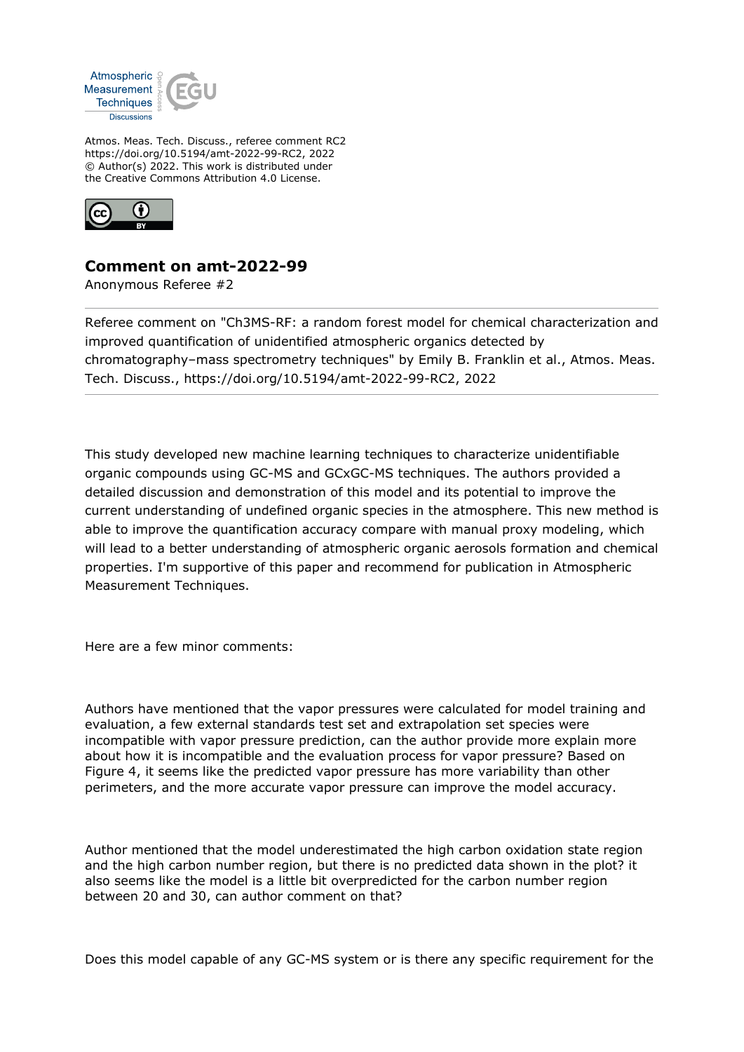Atmos. Meas. Tech. Discuss., referee comment RC2
https://doi.org/10.5194/amt-2022-99-RC2, 2022
© Author(s) 2022. This work is distributed under
the Creative Commons Attribution 4.0 License.

## Comment on amt-2022-99

Anonymous Referee #2

---

Referee comment on "Ch3MS-RF: a random forest model for chemical characterization and improved quantification of unidentified atmospheric organics detected by chromatography–mass spectrometry techniques" by Emily B. Franklin et al., Atmos. Meas. Tech. Discuss., https://doi.org/10.5194/amt-2022-99-RC2, 2022

---

This study developed new machine learning techniques to characterize unidentifiable organic compounds using GC-MS and GCxGC-MS techniques. The authors provided a detailed discussion and demonstration of this model and its potential to improve the current understanding of undefined organic species in the atmosphere. This new method is able to improve the quantification accuracy compare with manual proxy modeling, which will lead to a better understanding of atmospheric organic aerosols formation and chemical properties. I'm supportive of this paper and recommend for publication in Atmospheric Measurement Techniques.

Here are a few minor comments:

Authors have mentioned that the vapor pressures were calculated for model training and evaluation, a few external standards test set and extrapolation set species were incompatible with vapor pressure prediction, can the author provide more explain more about how it is incompatible and the evaluation process for vapor pressure? Based on Figure 4, it seems like the predicted vapor pressure has more variability than other perimeters, and the more accurate vapor pressure can improve the model accuracy.

Author mentioned that the model underestimated the high carbon oxidation state region and the high carbon number region, but there is no predicted data shown in the plot? it also seems like the model is a little bit overpredicted for the carbon number region between 20 and 30, can author comment on that?

Does this model capable of any GC-MS system or is there any specific requirement for the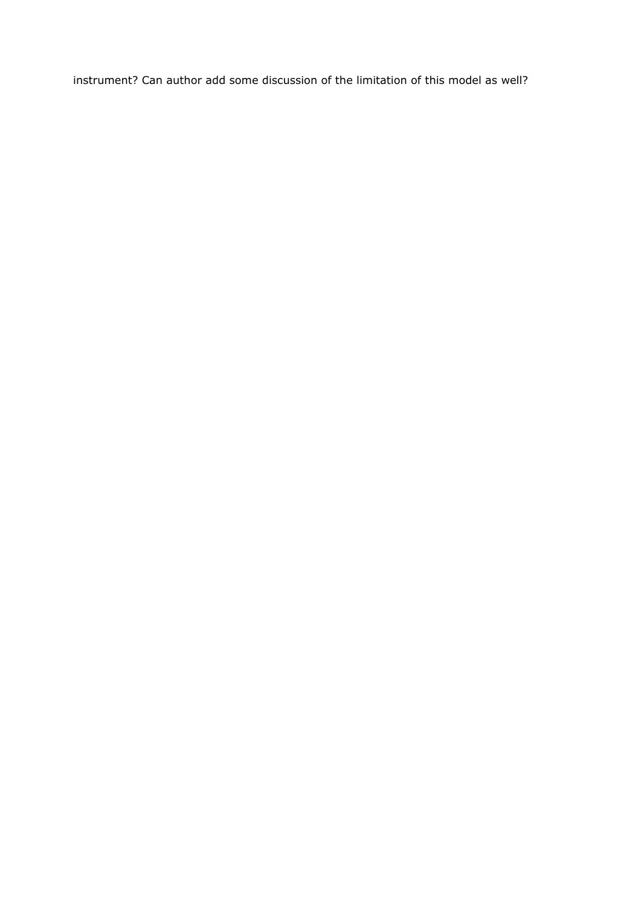instrument? Can author add some discussion of the limitation of this model as well?